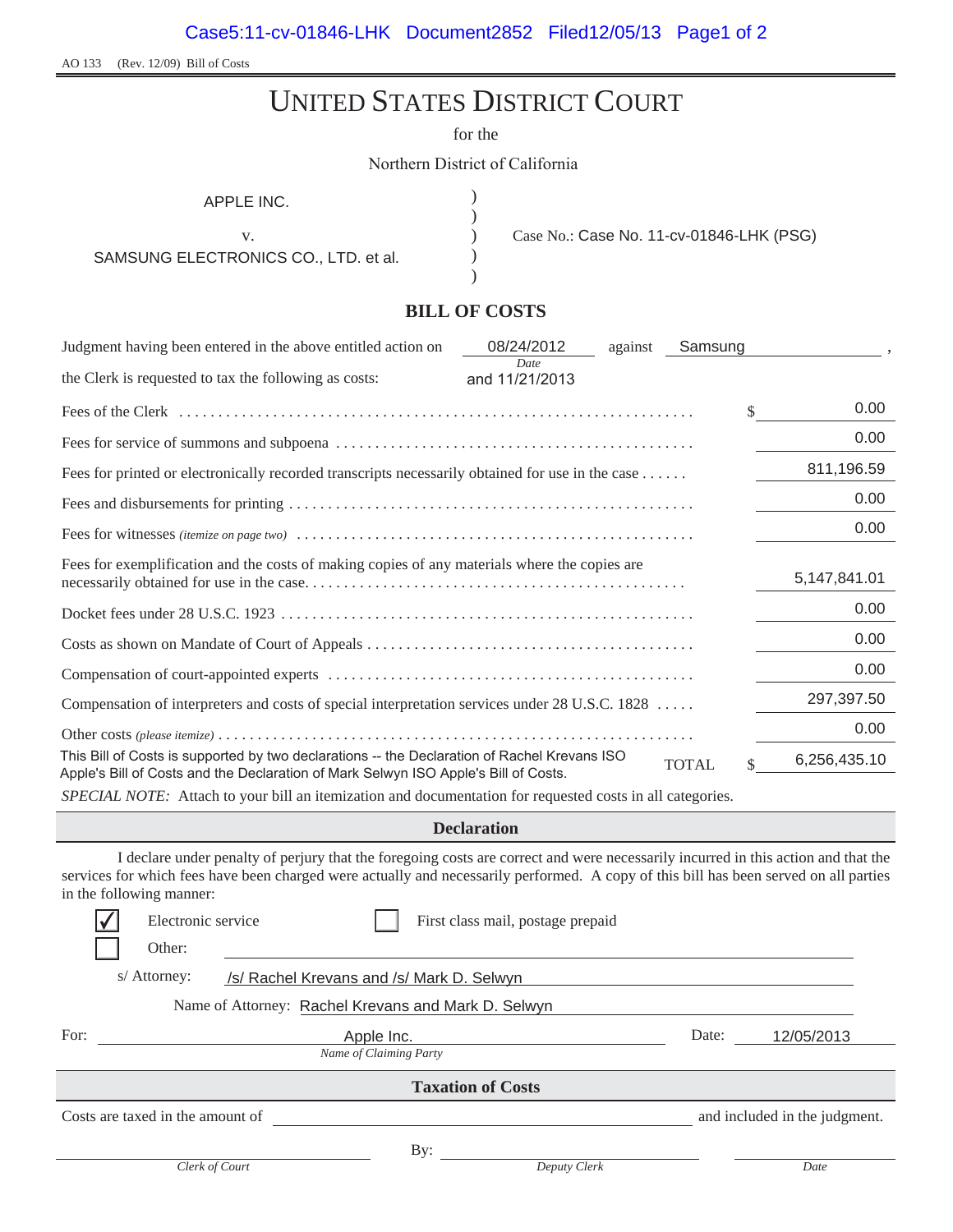AO 133 (Rev. 12/09) Bill of Costs

# UNITED STATES DISTRICT COURT

for the

Northern District of California

APPLE INC.
v.
SAMSUNG ELECTRONICS CO., LTD. et al.

Case No.: Case No. 11-cv-01846-LHK (PSG)

## BILL OF COSTS

Judgment having been entered in the above entitled action on 08/24/2012 and 11/21/2013 (*Date*) against Samsung ,

the Clerk is requested to tax the following as costs:

| Item | Amount |
|---|---|
| Fees of the Clerk | $ 0.00 |
| Fees for service of summons and subpoena | 0.00 |
| Fees for printed or electronically recorded transcripts necessarily obtained for use in the case | 811,196.59 |
| Fees and disbursements for printing | 0.00 |
| Fees for witnesses *(itemize on page two)* | 0.00 |
| Fees for exemplification and the costs of making copies of any materials where the copies are necessarily obtained for use in the case | 5,147,841.01 |
| Docket fees under 28 U.S.C. 1923 | 0.00 |
| Costs as shown on Mandate of Court of Appeals | 0.00 |
| Compensation of court-appointed experts | 0.00 |
| Compensation of interpreters and costs of special interpretation services under 28 U.S.C. 1828 | 297,397.50 |
| Other costs *(please itemize)* | 0.00 |
| TOTAL | $ 6,256,435.10 |

This Bill of Costs is supported by two declarations -- the Declaration of Rachel Krevans ISO Apple's Bill of Costs and the Declaration of Mark Selwyn ISO Apple's Bill of Costs.

*SPECIAL NOTE:* Attach to your bill an itemization and documentation for requested costs in all categories.

### Declaration

I declare under penalty of perjury that the foregoing costs are correct and were necessarily incurred in this action and that the services for which fees have been charged were actually and necessarily performed. A copy of this bill has been served on all parties in the following manner:

- [x] Electronic service
- [ ] First class mail, postage prepaid
- [ ] Other: 

s/ Attorney: /s/ Rachel Krevans and /s/ Mark D. Selwyn

Name of Attorney: Rachel Krevans and Mark D. Selwyn

For: Apple Inc. (*Name of Claiming Party*) Date: 12/05/2013

### Taxation of Costs

Costs are taxed in the amount of ______________________ and included in the judgment.

______________________ By: ______________________ ______________________

*Clerk of Court* *Deputy Clerk* *Date*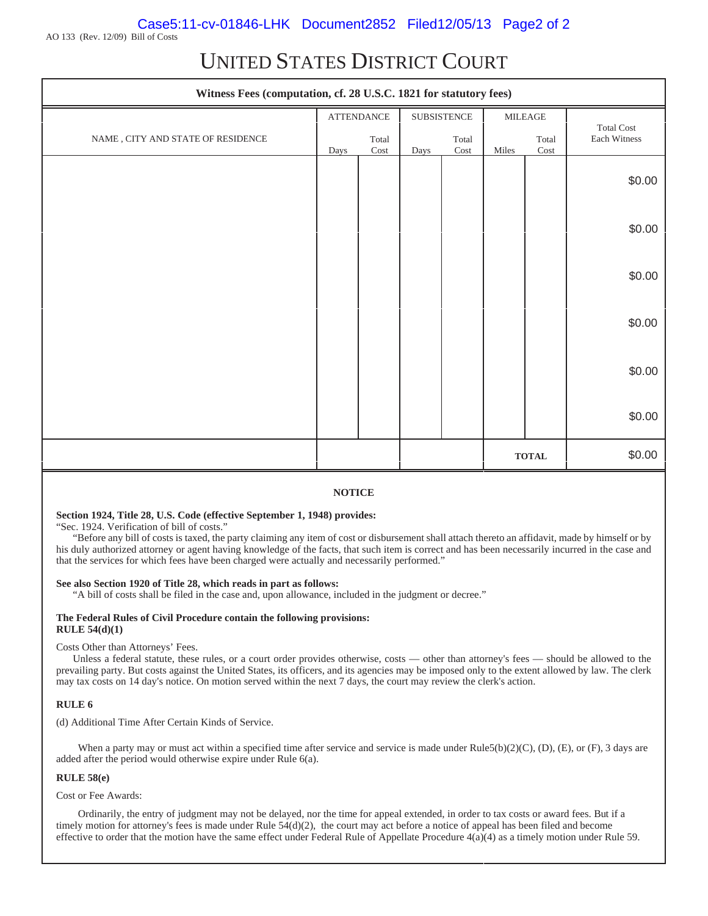# UNITED STATES DISTRICT COURT

**Witness Fees (computation, cf. 28 U.S.C. 1821 for statutory fees)**

| NAME , CITY AND STATE OF RESIDENCE | ATTENDANCE | | SUBSISTENCE | | MILEAGE | | Total Cost Each Witness |
|---|---|---|---|---|---|---|---|
| | Days | Total Cost | Days | Total Cost | Miles | Total Cost | |
| | | | | | | | $0.00 |
| | | | | | | | $0.00 |
| | | | | | | | $0.00 |
| | | | | | | | $0.00 |
| | | | | | | | $0.00 |
| | | | | | | | $0.00 |
| | | | | | | **TOTAL** | $0.00 |

**NOTICE**

**Section 1924, Title 28, U.S. Code (effective September 1, 1948) provides:**

"Sec. 1924. Verification of bill of costs."

"Before any bill of costs is taxed, the party claiming any item of cost or disbursement shall attach thereto an affidavit, made by himself or by his duly authorized attorney or agent having knowledge of the facts, that such item is correct and has been necessarily incurred in the case and that the services for which fees have been charged were actually and necessarily performed."

**See also Section 1920 of Title 28, which reads in part as follows:**

"A bill of costs shall be filed in the case and, upon allowance, included in the judgment or decree."

**The Federal Rules of Civil Procedure contain the following provisions:**

**RULE 54(d)(1)**

Costs Other than Attorneys' Fees.

Unless a federal statute, these rules, or a court order provides otherwise, costs — other than attorney's fees — should be allowed to the prevailing party. But costs against the United States, its officers, and its agencies may be imposed only to the extent allowed by law. The clerk may tax costs on 14 day's notice. On motion served within the next 7 days, the court may review the clerk's action.

**RULE 6**

(d) Additional Time After Certain Kinds of Service.

When a party may or must act within a specified time after service and service is made under Rule5(b)(2)(C), (D), (E), or (F), 3 days are added after the period would otherwise expire under Rule 6(a).

**RULE 58(e)**

Cost or Fee Awards:

Ordinarily, the entry of judgment may not be delayed, nor the time for appeal extended, in order to tax costs or award fees. But if a timely motion for attorney's fees is made under Rule 54(d)(2), the court may act before a notice of appeal has been filed and become effective to order that the motion have the same effect under Federal Rule of Appellate Procedure 4(a)(4) as a timely motion under Rule 59.